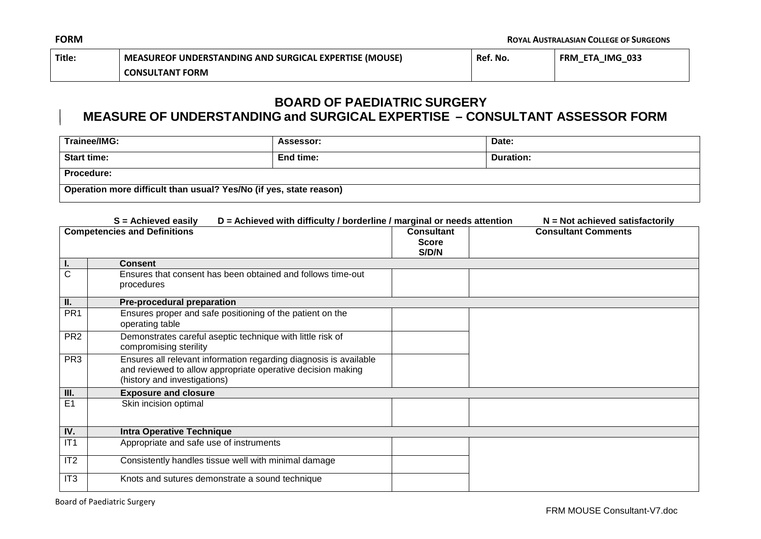| Title: | MEASUREOF UNDERSTANDING AND SURGICAL EXPERTISE (MOUSE) CONSULTANT FORM | Ref. No. | FRM_ETA_IMG_033 |
|---|---|---|---|

# BOARD OF PAEDIATRIC SURGERY
## MEASURE OF UNDERSTANDING and SURGICAL EXPERTISE – CONSULTANT ASSESSOR FORM

| Trainee/IMG: | Assessor: | Date: |
|---|---|---|
| Start time: | End time: | Duration: |
| Procedure: | | |
| Operation more difficult than usual? Yes/No (if yes, state reason) | | |

**S = Achieved easily D = Achieved with difficulty / borderline / marginal or needs attention N = Not achieved satisfactorily**

| Competencies and Definitions | | Consultant Score S/D/N | Consultant Comments |
|---|---|---|---|
| **I.** | **Consent** | | |
| C | Ensures that consent has been obtained and follows time-out procedures | | |
| **II.** | **Pre-procedural preparation** | | |
| PR1 | Ensures proper and safe positioning of the patient on the operating table | | |
| PR2 | Demonstrates careful aseptic technique with little risk of compromising sterility | | |
| PR3 | Ensures all relevant information regarding diagnosis is available and reviewed to allow appropriate operative decision making (history and investigations) | | |
| **III.** | **Exposure and closure** | | |
| E1 | Skin incision optimal | | |
| **IV.** | **Intra Operative Technique** | | |
| IT1 | Appropriate and safe use of instruments | | |
| IT2 | Consistently handles tissue well with minimal damage | | |
| IT3 | Knots and sutures demonstrate a sound technique | | |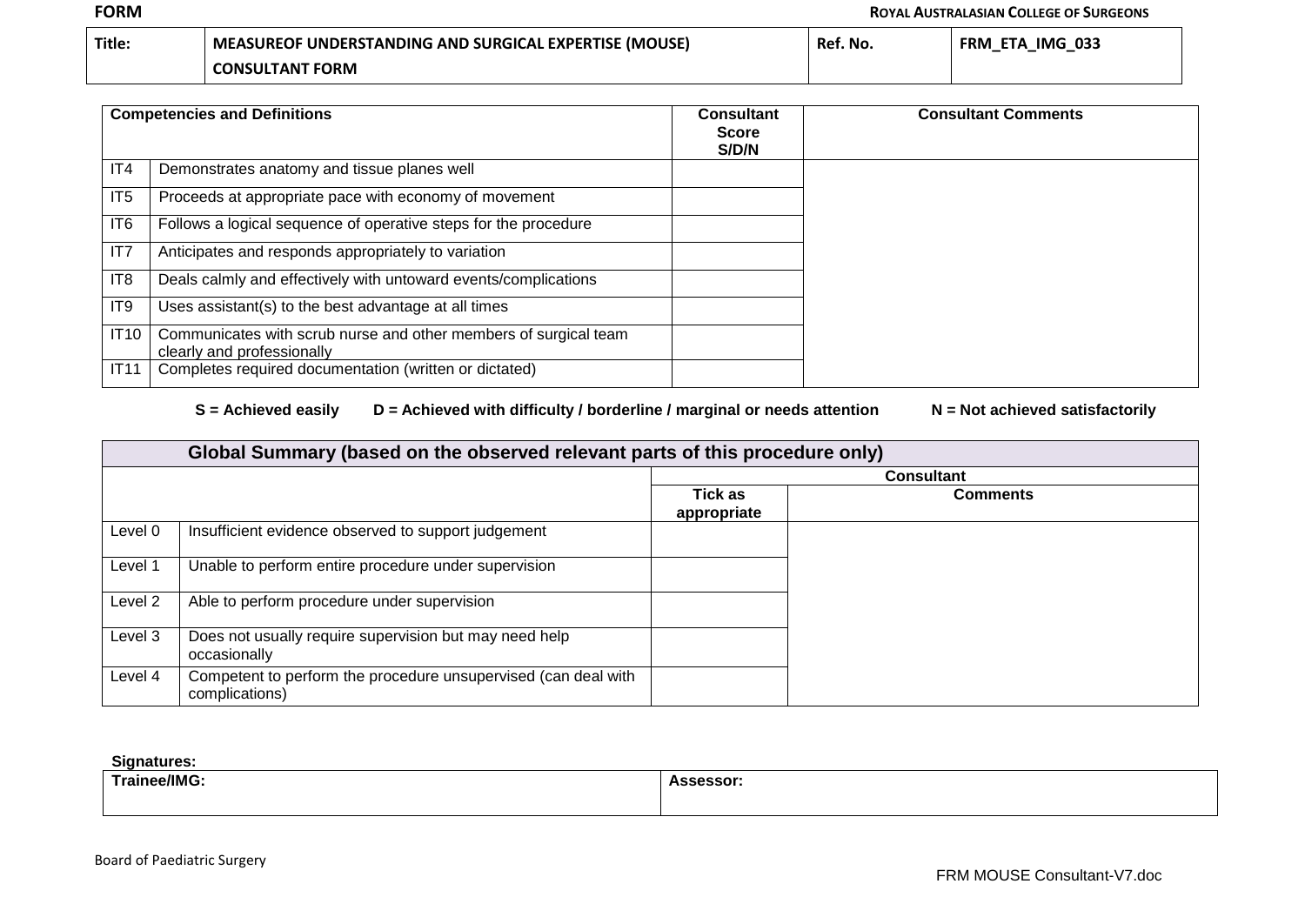| Title: | MEASUREOF UNDERSTANDING AND SURGICAL EXPERTISE (MOUSE) CONSULTANT FORM | Ref. No. | FRM_ETA_IMG_033 |
| --- | --- | --- | --- |

| Competencies and Definitions | | Consultant Score S/D/N | Consultant Comments |
| --- | --- | --- | --- |
| IT4 | Demonstrates anatomy and tissue planes well | | |
| IT5 | Proceeds at appropriate pace with economy of movement | | |
| IT6 | Follows a logical sequence of operative steps for the procedure | | |
| IT7 | Anticipates and responds appropriately to variation | | |
| IT8 | Deals calmly and effectively with untoward events/complications | | |
| IT9 | Uses assistant(s) to the best advantage at all times | | |
| IT10 | Communicates with scrub nurse and other members of surgical team clearly and professionally | | |
| IT11 | Completes required documentation (written or dictated) | | |

**S = Achieved easily** **D = Achieved with difficulty / borderline / marginal or needs attention** **N = Not achieved satisfactorily**

| Global Summary (based on the observed relevant parts of this procedure only) | | | |
| --- | --- | --- | --- |
| | | Consultant | |
| | | Tick as appropriate | Comments |
| Level 0 | Insufficient evidence observed to support judgement | | |
| Level 1 | Unable to perform entire procedure under supervision | | |
| Level 2 | Able to perform procedure under supervision | | |
| Level 3 | Does not usually require supervision but may need help occasionally | | |
| Level 4 | Competent to perform the procedure unsupervised (can deal with complications) | | |

**Signatures:**

| Trainee/IMG: | Assessor: |
| --- | --- |
| | |

Board of Paediatric Surgery

FRM MOUSE Consultant-V7.doc